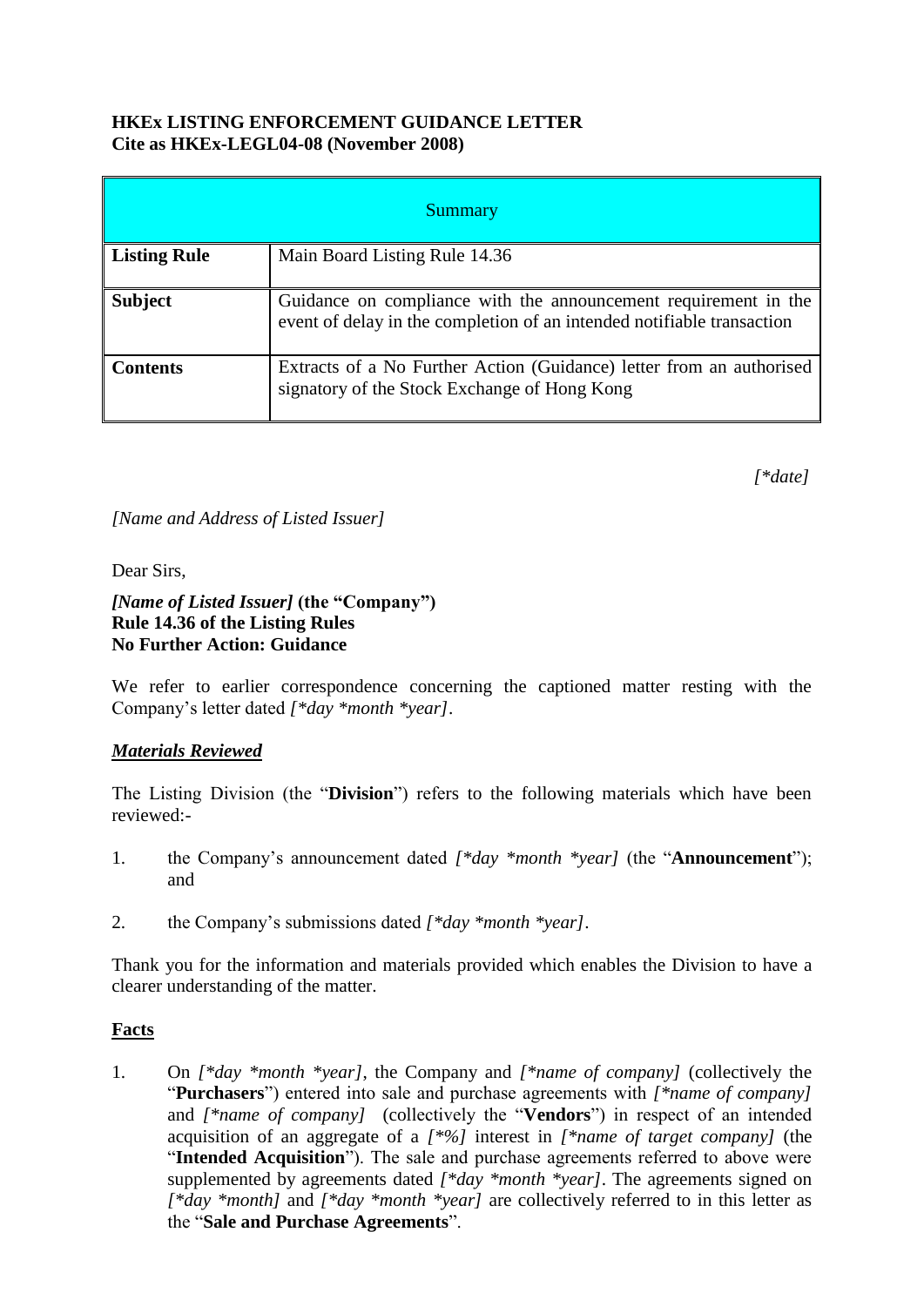**HKEx LISTING ENFORCEMENT GUIDANCE LETTER**
**Cite as HKEx-LEGL04-08 (November 2008)**

| Summary | |
|---|---|
| **Listing Rule** | Main Board Listing Rule 14.36 |
| **Subject** | Guidance on compliance with the announcement requirement in the event of delay in the completion of an intended notifiable transaction |
| **Contents** | Extracts of a No Further Action (Guidance) letter from an authorised signatory of the Stock Exchange of Hong Kong |

*[*date]*

*[Name and Address of Listed Issuer]*

Dear Sirs,

***[Name of Listed Issuer]* (the "Company")**
**Rule 14.36 of the Listing Rules**
**No Further Action: Guidance**

We refer to earlier correspondence concerning the captioned matter resting with the Company's letter dated *[*day *month *year]*.

***Materials Reviewed***

The Listing Division (the "**Division**") refers to the following materials which have been reviewed:-

1. the Company's announcement dated *[*day *month *year]* (the "**Announcement**"); and

2. the Company's submissions dated *[*day *month *year]*.

Thank you for the information and materials provided which enables the Division to have a clearer understanding of the matter.

**Facts**

1. On *[*day *month *year]*, the Company and *[*name of company]* (collectively the "**Purchasers**") entered into sale and purchase agreements with *[*name of company]* and *[*name of company]* (collectively the "**Vendors**") in respect of an intended acquisition of an aggregate of a *[*%]* interest in *[*name of target company]* (the "**Intended Acquisition**"). The sale and purchase agreements referred to above were supplemented by agreements dated *[*day *month *year]*. The agreements signed on *[*day *month]* and *[*day *month *year]* are collectively referred to in this letter as the "**Sale and Purchase Agreements**".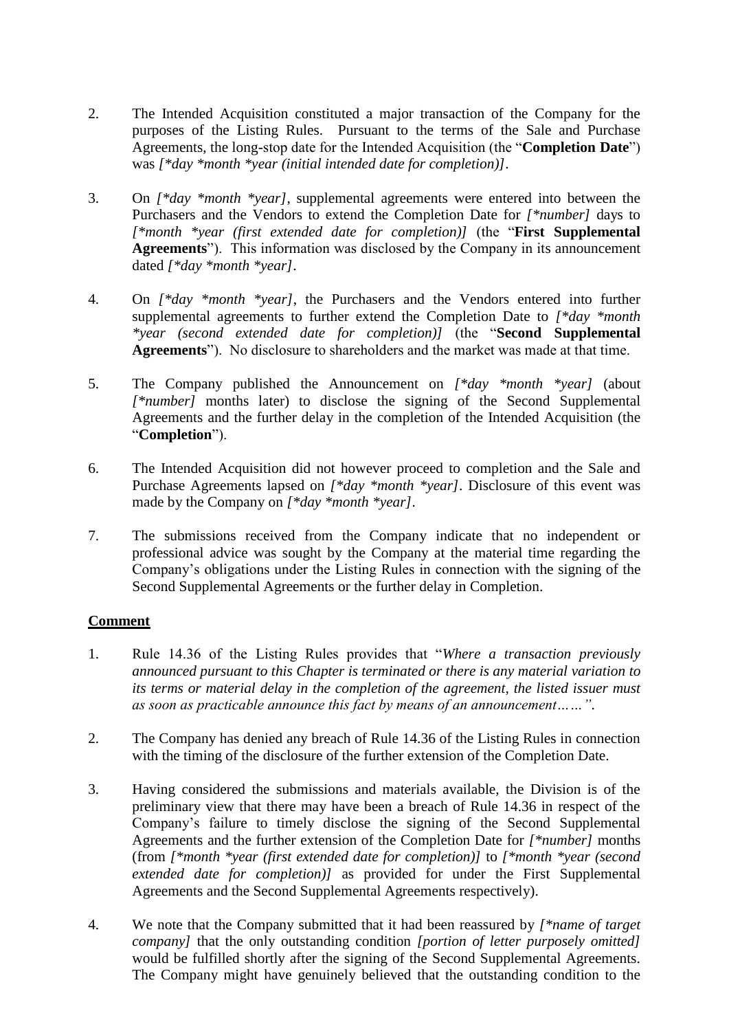2. The Intended Acquisition constituted a major transaction of the Company for the purposes of the Listing Rules. Pursuant to the terms of the Sale and Purchase Agreements, the long-stop date for the Intended Acquisition (the "**Completion Date**") was *[*day *month *year (initial intended date for completion)]*.

3. On *[*day *month *year]*, supplemental agreements were entered into between the Purchasers and the Vendors to extend the Completion Date for *[*number]* days to *[*month *year (first extended date for completion)]* (the "**First Supplemental Agreements**"). This information was disclosed by the Company in its announcement dated *[*day *month *year]*.

4. On *[*day *month *year]*, the Purchasers and the Vendors entered into further supplemental agreements to further extend the Completion Date to *[*day *month *year (second extended date for completion)]* (the "**Second Supplemental Agreements**"). No disclosure to shareholders and the market was made at that time.

5. The Company published the Announcement on *[*day *month *year]* (about *[*number]* months later) to disclose the signing of the Second Supplemental Agreements and the further delay in the completion of the Intended Acquisition (the "**Completion**").

6. The Intended Acquisition did not however proceed to completion and the Sale and Purchase Agreements lapsed on *[*day *month *year]*. Disclosure of this event was made by the Company on *[*day *month *year]*.

7. The submissions received from the Company indicate that no independent or professional advice was sought by the Company at the material time regarding the Company's obligations under the Listing Rules in connection with the signing of the Second Supplemental Agreements or the further delay in Completion.

**<u>Comment</u>**

1. Rule 14.36 of the Listing Rules provides that "*Where a transaction previously announced pursuant to this Chapter is terminated or there is any material variation to its terms or material delay in the completion of the agreement, the listed issuer must as soon as practicable announce this fact by means of an announcement……*".

2. The Company has denied any breach of Rule 14.36 of the Listing Rules in connection with the timing of the disclosure of the further extension of the Completion Date.

3. Having considered the submissions and materials available, the Division is of the preliminary view that there may have been a breach of Rule 14.36 in respect of the Company's failure to timely disclose the signing of the Second Supplemental Agreements and the further extension of the Completion Date for *[*number]* months (from *[*month *year (first extended date for completion)]* to *[*month *year (second extended date for completion)]* as provided for under the First Supplemental Agreements and the Second Supplemental Agreements respectively).

4. We note that the Company submitted that it had been reassured by *[*name of target company]* that the only outstanding condition *[portion of letter purposely omitted]* would be fulfilled shortly after the signing of the Second Supplemental Agreements. The Company might have genuinely believed that the outstanding condition to the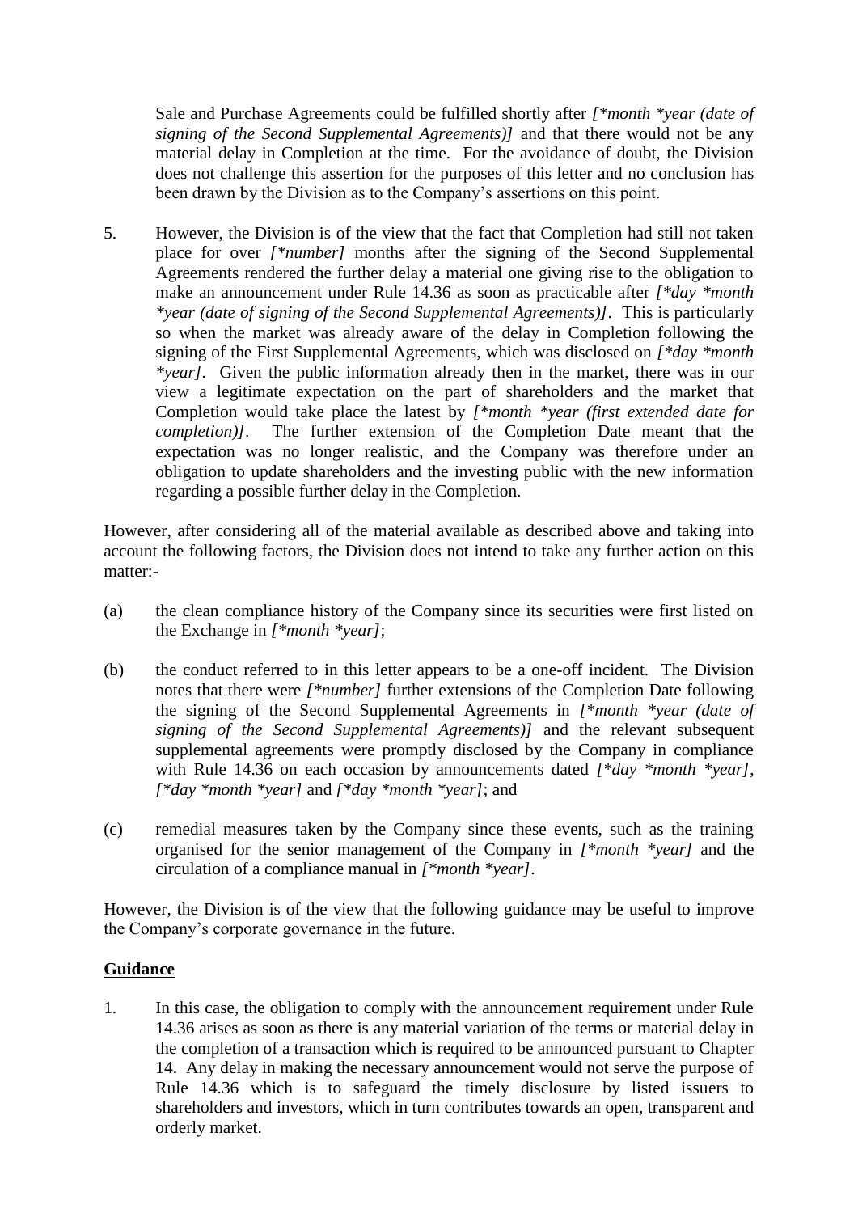Sale and Purchase Agreements could be fulfilled shortly after *[*month *year (date of signing of the Second Supplemental Agreements)]* and that there would not be any material delay in Completion at the time. For the avoidance of doubt, the Division does not challenge this assertion for the purposes of this letter and no conclusion has been drawn by the Division as to the Company's assertions on this point.

5. However, the Division is of the view that the fact that Completion had still not taken place for over *[*number]* months after the signing of the Second Supplemental Agreements rendered the further delay a material one giving rise to the obligation to make an announcement under Rule 14.36 as soon as practicable after *[*day *month *year (date of signing of the Second Supplemental Agreements)]*. This is particularly so when the market was already aware of the delay in Completion following the signing of the First Supplemental Agreements, which was disclosed on *[*day *month *year]*. Given the public information already then in the market, there was in our view a legitimate expectation on the part of shareholders and the market that Completion would take place the latest by *[*month *year (first extended date for completion)]*. The further extension of the Completion Date meant that the expectation was no longer realistic, and the Company was therefore under an obligation to update shareholders and the investing public with the new information regarding a possible further delay in the Completion.

However, after considering all of the material available as described above and taking into account the following factors, the Division does not intend to take any further action on this matter:-

(a) the clean compliance history of the Company since its securities were first listed on the Exchange in *[*month *year]*;

(b) the conduct referred to in this letter appears to be a one-off incident. The Division notes that there were *[*number]* further extensions of the Completion Date following the signing of the Second Supplemental Agreements in *[*month *year (date of signing of the Second Supplemental Agreements)]* and the relevant subsequent supplemental agreements were promptly disclosed by the Company in compliance with Rule 14.36 on each occasion by announcements dated *[*day *month *year]*, *[*day *month *year]* and *[*day *month *year]*; and

(c) remedial measures taken by the Company since these events, such as the training organised for the senior management of the Company in *[*month *year]* and the circulation of a compliance manual in *[*month *year]*.

However, the Division is of the view that the following guidance may be useful to improve the Company's corporate governance in the future.

**<u>Guidance</u>**

1. In this case, the obligation to comply with the announcement requirement under Rule 14.36 arises as soon as there is any material variation of the terms or material delay in the completion of a transaction which is required to be announced pursuant to Chapter 14. Any delay in making the necessary announcement would not serve the purpose of Rule 14.36 which is to safeguard the timely disclosure by listed issuers to shareholders and investors, which in turn contributes towards an open, transparent and orderly market.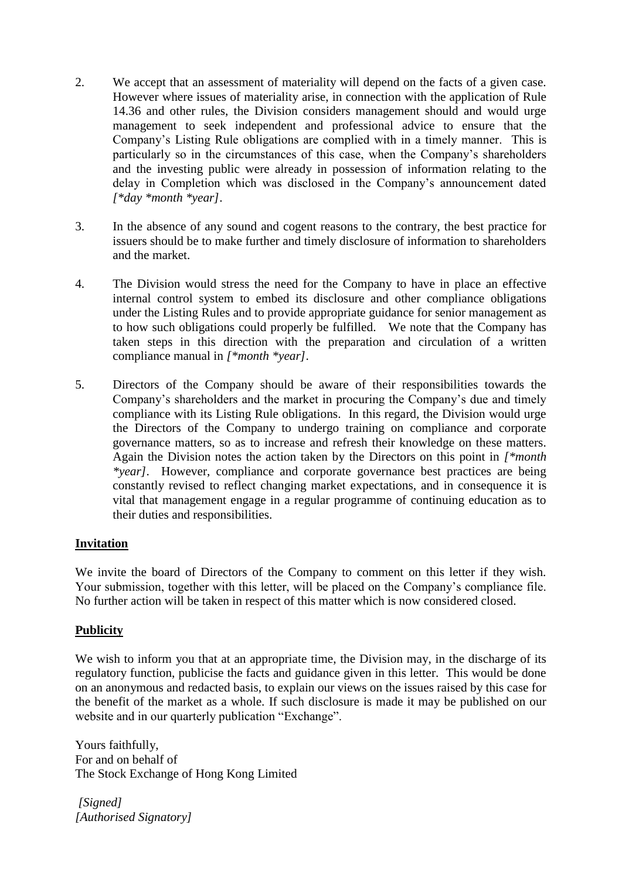2. We accept that an assessment of materiality will depend on the facts of a given case. However where issues of materiality arise, in connection with the application of Rule 14.36 and other rules, the Division considers management should and would urge management to seek independent and professional advice to ensure that the Company's Listing Rule obligations are complied with in a timely manner. This is particularly so in the circumstances of this case, when the Company's shareholders and the investing public were already in possession of information relating to the delay in Completion which was disclosed in the Company's announcement dated *[*day *month *year]*.

3. In the absence of any sound and cogent reasons to the contrary, the best practice for issuers should be to make further and timely disclosure of information to shareholders and the market.

4. The Division would stress the need for the Company to have in place an effective internal control system to embed its disclosure and other compliance obligations under the Listing Rules and to provide appropriate guidance for senior management as to how such obligations could properly be fulfilled. We note that the Company has taken steps in this direction with the preparation and circulation of a written compliance manual in *[*month *year]*.

5. Directors of the Company should be aware of their responsibilities towards the Company's shareholders and the market in procuring the Company's due and timely compliance with its Listing Rule obligations. In this regard, the Division would urge the Directors of the Company to undergo training on compliance and corporate governance matters, so as to increase and refresh their knowledge on these matters. Again the Division notes the action taken by the Directors on this point in *[*month *year]*. However, compliance and corporate governance best practices are being constantly revised to reflect changing market expectations, and in consequence it is vital that management engage in a regular programme of continuing education as to their duties and responsibilities.

**Invitation**

We invite the board of Directors of the Company to comment on this letter if they wish. Your submission, together with this letter, will be placed on the Company's compliance file. No further action will be taken in respect of this matter which is now considered closed.

**Publicity**

We wish to inform you that at an appropriate time, the Division may, in the discharge of its regulatory function, publicise the facts and guidance given in this letter. This would be done on an anonymous and redacted basis, to explain our views on the issues raised by this case for the benefit of the market as a whole. If such disclosure is made it may be published on our website and in our quarterly publication "Exchange".

Yours faithfully,
For and on behalf of
The Stock Exchange of Hong Kong Limited

*[Signed]*
*[Authorised Signatory]*